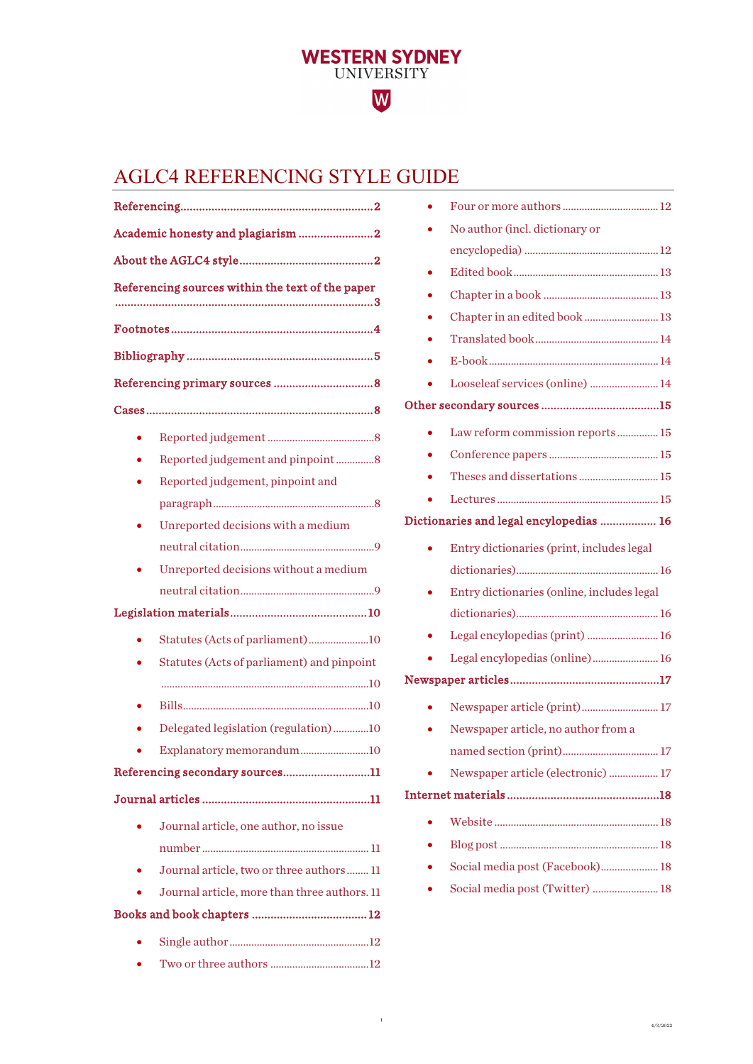WESTERN SYDNEY UNIVERSITY

# AGLC4 REFERENCING STYLE GUIDE

**Referencing**.............................................................2

**Academic honesty and plagiarism** .......................2

**About the AGLC4 style**..........................................2

**Referencing sources within the text of the paper** ...................................................................................3

**Footnotes**................................................................4

**Bibliography** ...........................................................5

**Referencing primary sources** ................................8

**Cases**........................................................................8

- Reported judgement ......................................8
- Reported judgement and pinpoint .............8
- Reported judgement, pinpoint and paragraph..........................................................8
- Unreported decisions with a medium neutral citation................................................9
- Unreported decisions without a medium neutral citation................................................9

**Legislation materials**...........................................10

- Statutes (Acts of parliament).....................10
- Statutes (Acts of parliament) and pinpoint ..........................................................................10
- Bills...................................................................10
- Delegated legislation (regulation) ............10
- Explanatory memorandum........................10

**Referencing secondary sources**...........................11

**Journal articles** .....................................................11

- Journal article, one author, no issue number ............................................................ 11
- Journal article, two or three authors........ 11
- Journal article, more than three authors. 11

**Books and book chapters** ....................................12

- Single author..................................................12
- Two or three authors ....................................12
- Four or more authors ................................... 12
- No author (incl. dictionary or encyclopedia) ................................................ 12
- Edited book.................................................... 13
- Chapter in a book .......................................... 13
- Chapter in an edited book .......................... 13
- Translated book............................................. 14
- E-book............................................................. 14
- Looseleaf services (online) ......................... 14

**Other secondary sources** ......................................15

- Law reform commission reports.............. 15
- Conference papers ....................................... 15
- Theses and dissertations ............................. 15
- Lectures .......................................................... 15

**Dictionaries and legal encylopedias** ................. 16

- Entry dictionaries (print, includes legal dictionaries)................................................... 16
- Entry dictionaries (online, includes legal dictionaries)................................................... 16
- Legal encylopedias (print) .......................... 16
- Legal encylopedias (online) ....................... 16

**Newspaper articles**...............................................17

- Newspaper article (print)............................ 17
- Newspaper article, no author from a named section (print)................................... 17
- Newspaper article (electronic) .................. 17

**Internet materials** ................................................18

- Website ........................................................... 18
- Blog post ......................................................... 18
- Social media post (Facebook)..................... 18
- Social media post (Twitter) ........................ 18

4/3/2022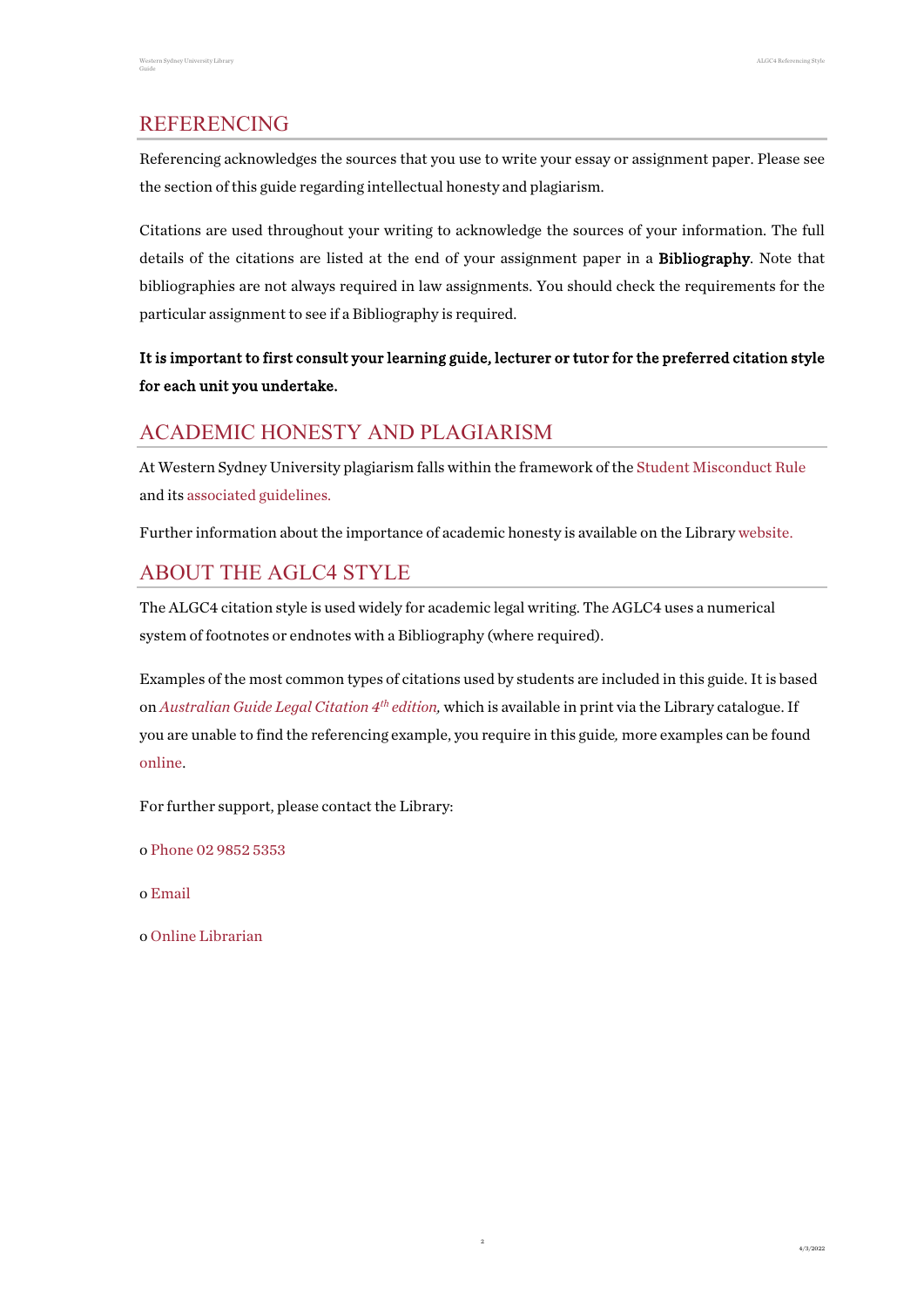## REFERENCING

Referencing acknowledges the sources that you use to write your essay or assignment paper. Please see the section of this guide regarding intellectual honesty and plagiarism.

Citations are used throughout your writing to acknowledge the sources of your information. The full details of the citations are listed at the end of your assignment paper in a **Bibliography**. Note that bibliographies are not always required in law assignments. You should check the requirements for the particular assignment to see if a Bibliography is required.

**It is important to first consult your learning guide, lecturer or tutor for the preferred citation style for each unit you undertake.**

## ACADEMIC HONESTY AND PLAGIARISM

At Western Sydney University plagiarism falls within the framework of the Student Misconduct Rule and its associated guidelines.

Further information about the importance of academic honesty is available on the Library website.

## ABOUT THE AGLC4 STYLE

The ALGC4 citation style is used widely for academic legal writing. The AGLC4 uses a numerical system of footnotes or endnotes with a Bibliography (where required).

Examples of the most common types of citations used by students are included in this guide. It is based on *Australian Guide Legal Citation 4th edition,* which is available in print via the Library catalogue. If you are unable to find the referencing example, you require in this guide, more examples can be found online.

For further support, please contact the Library:

o Phone 02 9852 5353

o Email

o Online Librarian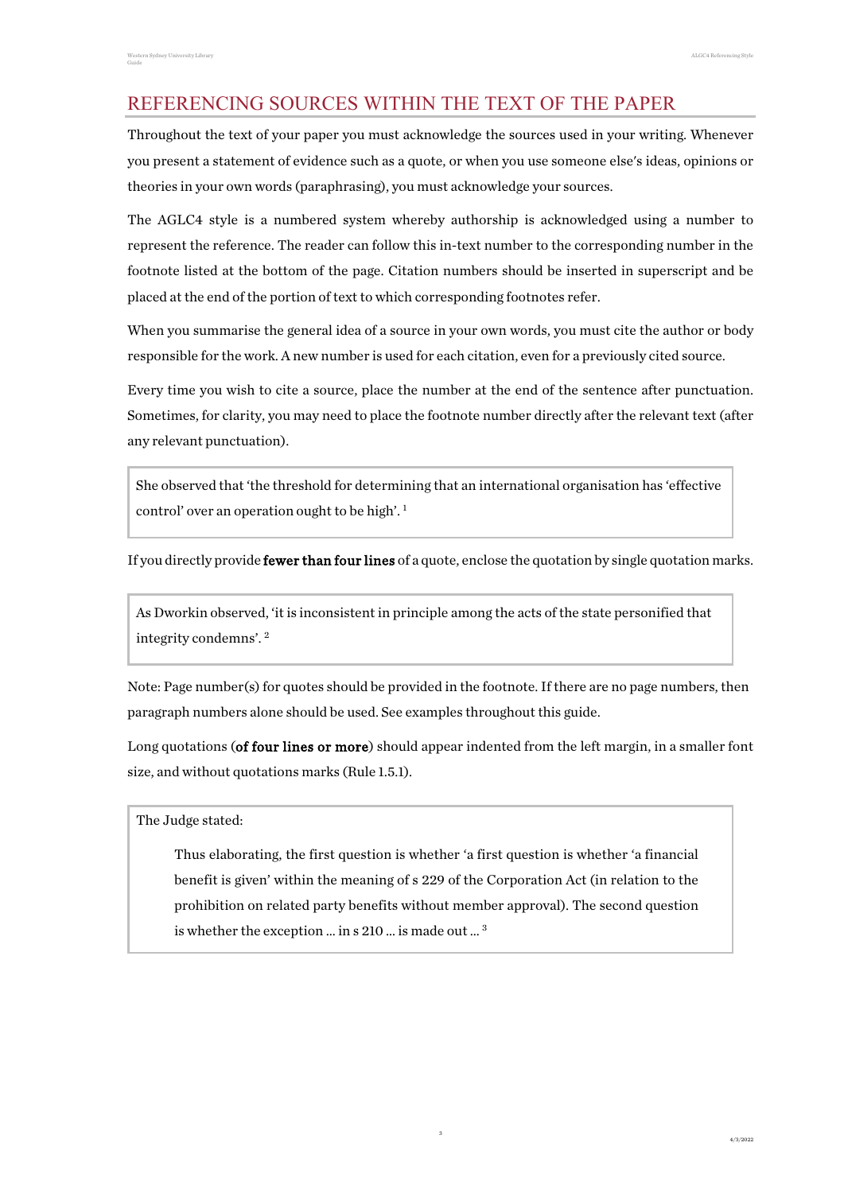## REFERENCING SOURCES WITHIN THE TEXT OF THE PAPER

Throughout the text of your paper you must acknowledge the sources used in your writing. Whenever you present a statement of evidence such as a quote, or when you use someone else's ideas, opinions or theories in your own words (paraphrasing), you must acknowledge your sources.

The AGLC4 style is a numbered system whereby authorship is acknowledged using a number to represent the reference. The reader can follow this in-text number to the corresponding number in the footnote listed at the bottom of the page. Citation numbers should be inserted in superscript and be placed at the end of the portion of text to which corresponding footnotes refer.

When you summarise the general idea of a source in your own words, you must cite the author or body responsible for the work. A new number is used for each citation, even for a previously cited source.

Every time you wish to cite a source, place the number at the end of the sentence after punctuation. Sometimes, for clarity, you may need to place the footnote number directly after the relevant text (after any relevant punctuation).

> She observed that 'the threshold for determining that an international organisation has 'effective control' over an operation ought to be high'. [1]

If you directly provide **fewer than four lines** of a quote, enclose the quotation by single quotation marks.

> As Dworkin observed, 'it is inconsistent in principle among the acts of the state personified that integrity condemns'. [2]

Note: Page number(s) for quotes should be provided in the footnote. If there are no page numbers, then paragraph numbers alone should be used. See examples throughout this guide.

Long quotations (**of four lines or more**) should appear indented from the left margin, in a smaller font size, and without quotations marks (Rule 1.5.1).

> The Judge stated:
>
> > Thus elaborating, the first question is whether 'a first question is whether 'a financial benefit is given' within the meaning of s 229 of the Corporation Act (in relation to the prohibition on related party benefits without member approval). The second question is whether the exception ... in s 210 ... is made out ... [3]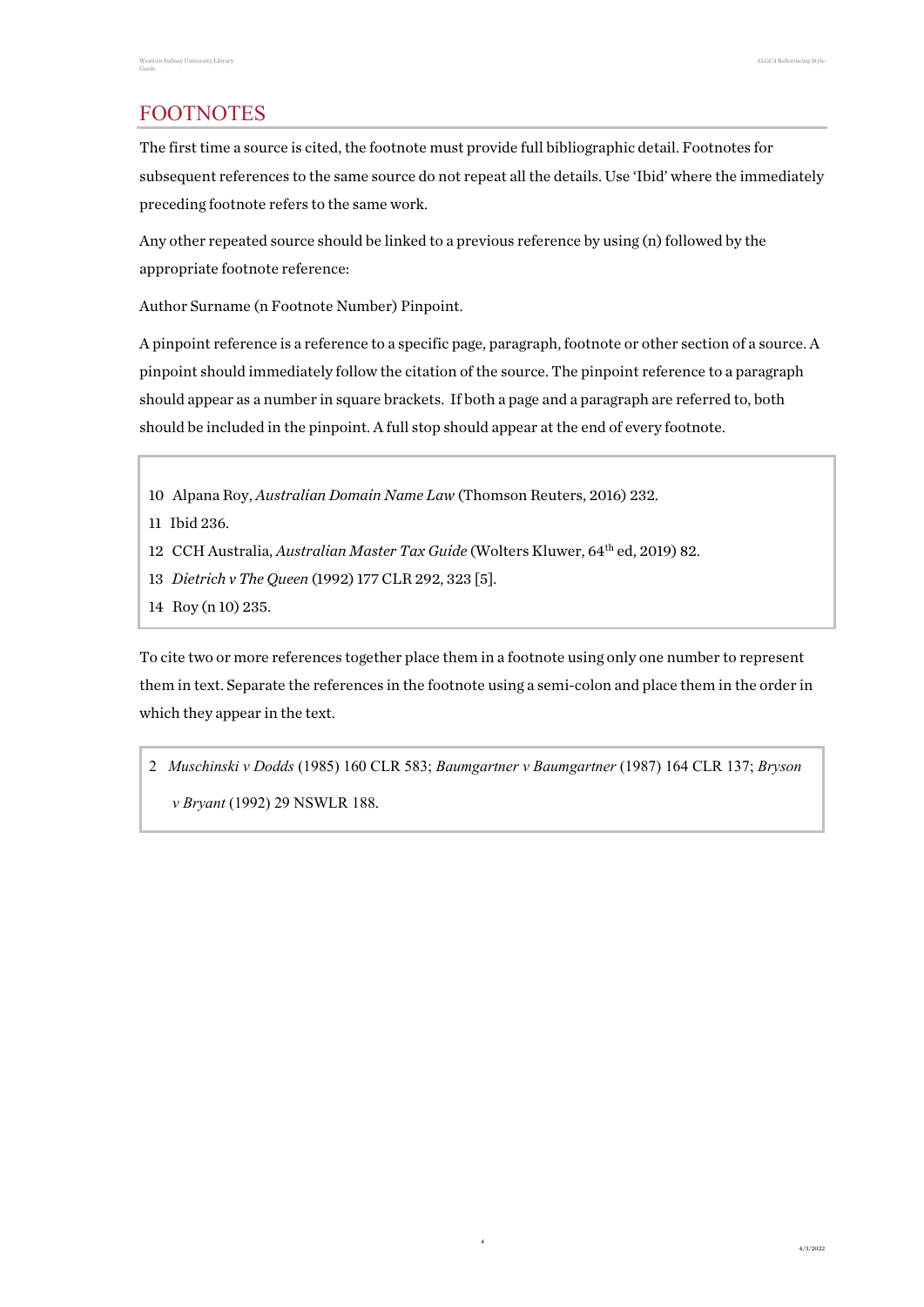# FOOTNOTES

The first time a source is cited, the footnote must provide full bibliographic detail. Footnotes for subsequent references to the same source do not repeat all the details. Use 'Ibid' where the immediately preceding footnote refers to the same work.

Any other repeated source should be linked to a previous reference by using (n) followed by the appropriate footnote reference:

Author Surname (n Footnote Number) Pinpoint.

A pinpoint reference is a reference to a specific page, paragraph, footnote or other section of a source. A pinpoint should immediately follow the citation of the source. The pinpoint reference to a paragraph should appear as a number in square brackets. If both a page and a paragraph are referred to, both should be included in the pinpoint. A full stop should appear at the end of every footnote.

> 10 Alpana Roy, *Australian Domain Name Law* (Thomson Reuters, 2016) 232.
>
> 11 Ibid 236.
>
> 12 CCH Australia, *Australian Master Tax Guide* (Wolters Kluwer, 64th ed, 2019) 82.
>
> 13 *Dietrich v The Queen* (1992) 177 CLR 292, 323 [5].
>
> 14 Roy (n 10) 235.

To cite two or more references together place them in a footnote using only one number to represent them in text. Separate the references in the footnote using a semi-colon and place them in the order in which they appear in the text.

> 2 *Muschinski v Dodds* (1985) 160 CLR 583; *Baumgartner v Baumgartner* (1987) 164 CLR 137; *Bryson v Bryant* (1992) 29 NSWLR 188.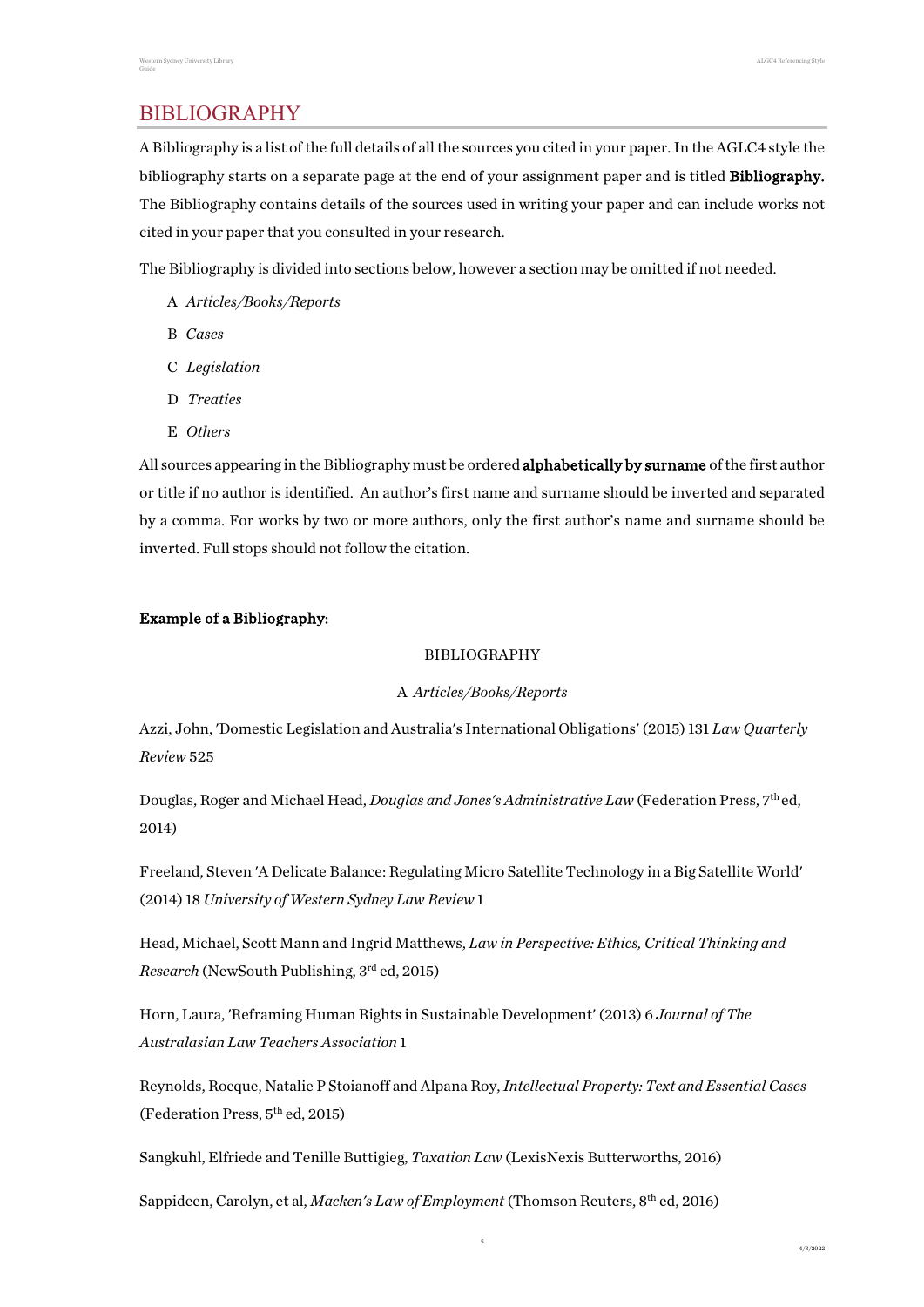## BIBLIOGRAPHY

A Bibliography is a list of the full details of all the sources you cited in your paper. In the AGLC4 style the bibliography starts on a separate page at the end of your assignment paper and is titled **Bibliography.** The Bibliography contains details of the sources used in writing your paper and can include works not cited in your paper that you consulted in your research.

The Bibliography is divided into sections below, however a section may be omitted if not needed.

A *Articles/Books/Reports*

B *Cases*

C *Legislation*

D *Treaties*

E *Others*

All sources appearing in the Bibliography must be ordered **alphabetically by surname** of the first author or title if no author is identified. An author's first name and surname should be inverted and separated by a comma. For works by two or more authors, only the first author's name and surname should be inverted. Full stops should not follow the citation.

**Example of a Bibliography:**

BIBLIOGRAPHY

A *Articles/Books/Reports*

Azzi, John, 'Domestic Legislation and Australia's International Obligations' (2015) 131 *Law Quarterly Review* 525

Douglas, Roger and Michael Head, *Douglas and Jones's Administrative Law* (Federation Press, 7th ed, 2014)

Freeland, Steven 'A Delicate Balance: Regulating Micro Satellite Technology in a Big Satellite World' (2014) 18 *University of Western Sydney Law Review* 1

Head, Michael, Scott Mann and Ingrid Matthews, *Law in Perspective: Ethics, Critical Thinking and Research* (NewSouth Publishing, 3rd ed, 2015)

Horn, Laura, 'Reframing Human Rights in Sustainable Development' (2013) 6 *Journal of The Australasian Law Teachers Association* 1

Reynolds, Rocque, Natalie P Stoianoff and Alpana Roy, *Intellectual Property: Text and Essential Cases* (Federation Press, 5th ed, 2015)

Sangkuhl, Elfriede and Tenille Buttigieg, *Taxation Law* (LexisNexis Butterworths, 2016)

Sappideen, Carolyn, et al, *Macken's Law of Employment* (Thomson Reuters, 8th ed, 2016)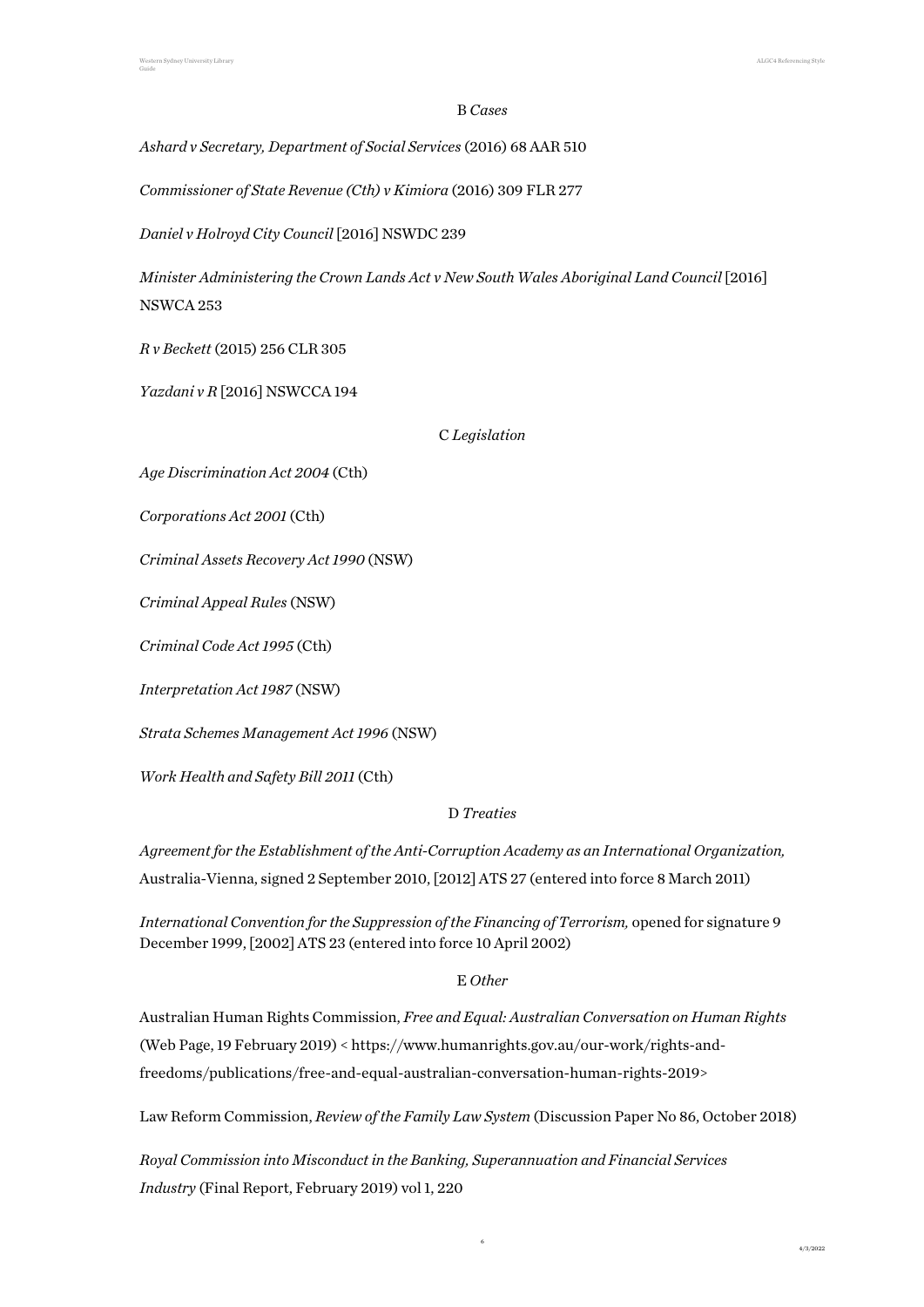### B *Cases*

*Ashard v Secretary, Department of Social Services* (2016) 68 AAR 510

*Commissioner of State Revenue (Cth) v Kimiora* (2016) 309 FLR 277

*Daniel v Holroyd City Council* [2016] NSWDC 239

*Minister Administering the Crown Lands Act v New South Wales Aboriginal Land Council* [2016] NSWCA 253

*R v Beckett* (2015) 256 CLR 305

*Yazdani v R* [2016] NSWCCA 194

### C *Legislation*

*Age Discrimination Act 2004* (Cth)

*Corporations Act 2001* (Cth)

*Criminal Assets Recovery Act 1990* (NSW)

*Criminal Appeal Rules* (NSW)

*Criminal Code Act 1995* (Cth)

*Interpretation Act 1987* (NSW)

*Strata Schemes Management Act 1996* (NSW)

*Work Health and Safety Bill 2011* (Cth)

### D *Treaties*

*Agreement for the Establishment of the Anti-Corruption Academy as an International Organization,* Australia-Vienna, signed 2 September 2010, [2012] ATS 27 (entered into force 8 March 2011)

*International Convention for the Suppression of the Financing of Terrorism,* opened for signature 9 December 1999, [2002] ATS 23 (entered into force 10 April 2002)

### E *Other*

Australian Human Rights Commission, *Free and Equal: Australian Conversation on Human Rights* (Web Page, 19 February 2019) < https://www.humanrights.gov.au/our-work/rights-and-freedoms/publications/free-and-equal-australian-conversation-human-rights-2019>

Law Reform Commission, *Review of the Family Law System* (Discussion Paper No 86, October 2018)

*Royal Commission into Misconduct in the Banking, Superannuation and Financial Services Industry* (Final Report, February 2019) vol 1, 220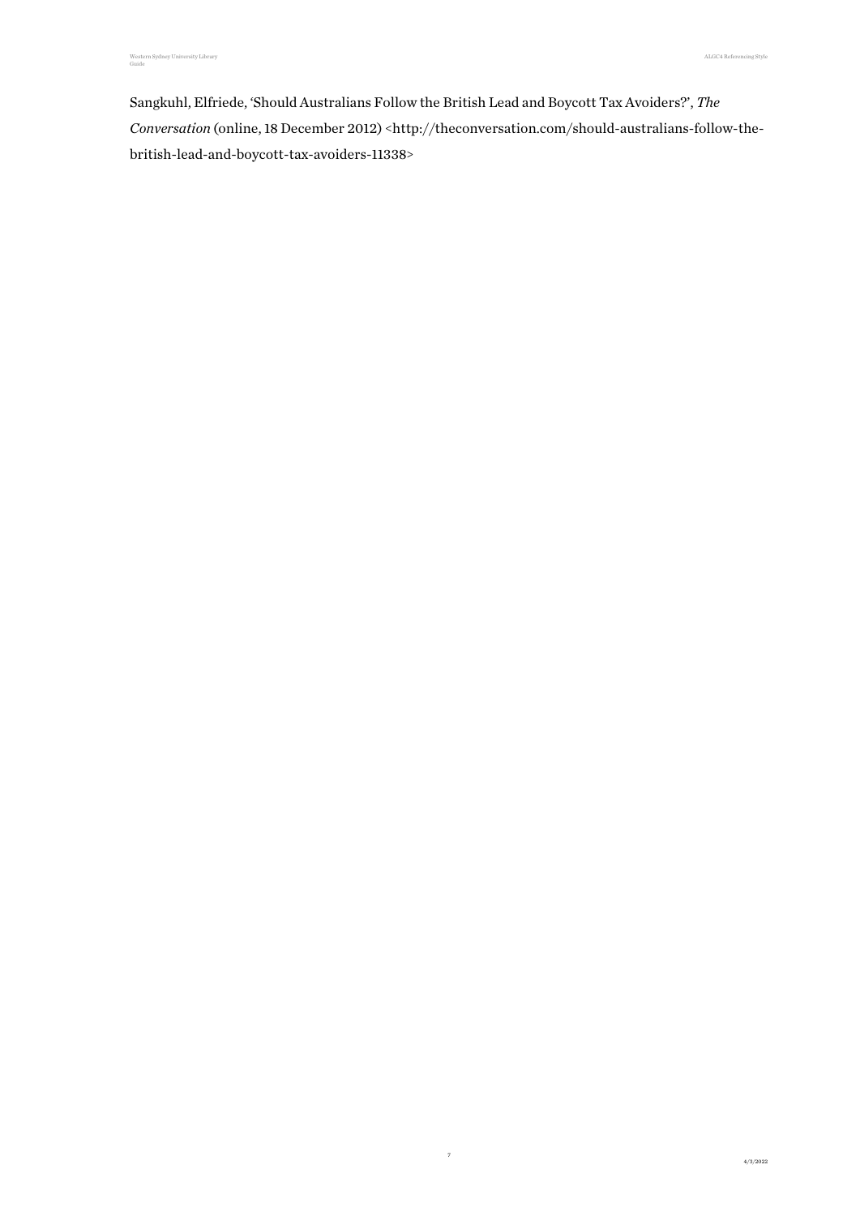Sangkuhl, Elfriede, 'Should Australians Follow the British Lead and Boycott Tax Avoiders?', *The Conversation* (online, 18 December 2012) <http://theconversation.com/should-australians-follow-the-british-lead-and-boycott-tax-avoiders-11338>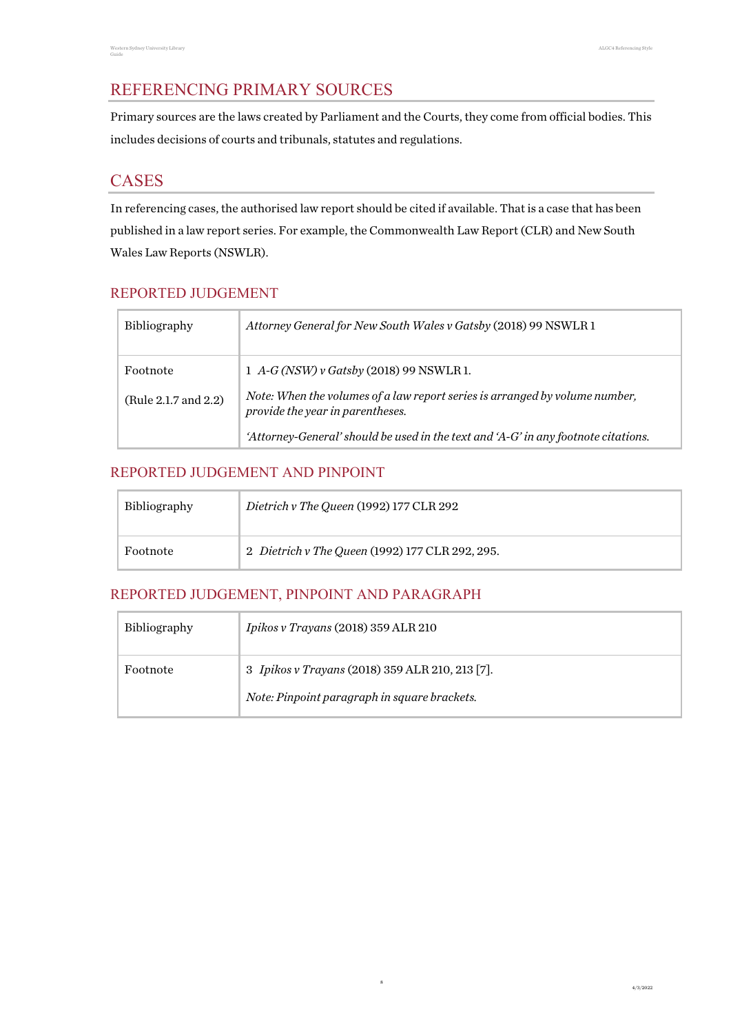# REFERENCING PRIMARY SOURCES

Primary sources are the laws created by Parliament and the Courts, they come from official bodies. This includes decisions of courts and tribunals, statutes and regulations.

## CASES

In referencing cases, the authorised law report should be cited if available. That is a case that has been published in a law report series. For example, the Commonwealth Law Report (CLR) and New South Wales Law Reports (NSWLR).

### REPORTED JUDGEMENT

| | |
|---|---|
| Bibliography | *Attorney General for New South Wales v Gatsby* (2018) 99 NSWLR 1 |
| Footnote<br><br>(Rule 2.1.7 and 2.2) | 1 *A-G (NSW) v Gatsby* (2018) 99 NSWLR 1.<br><br>*Note: When the volumes of a law report series is arranged by volume number, provide the year in parentheses.*<br><br>*'Attorney-General' should be used in the text and 'A-G' in any footnote citations.* |

### REPORTED JUDGEMENT AND PINPOINT

| | |
|---|---|
| Bibliography | *Dietrich v The Queen* (1992) 177 CLR 292 |
| Footnote | 2 *Dietrich v The Queen* (1992) 177 CLR 292, 295. |

### REPORTED JUDGEMENT, PINPOINT AND PARAGRAPH

| | |
|---|---|
| Bibliography | *Ipikos v Trayans* (2018) 359 ALR 210 |
| Footnote | 3 *Ipikos v Trayans* (2018) 359 ALR 210, 213 [7].<br><br>*Note: Pinpoint paragraph in square brackets.* |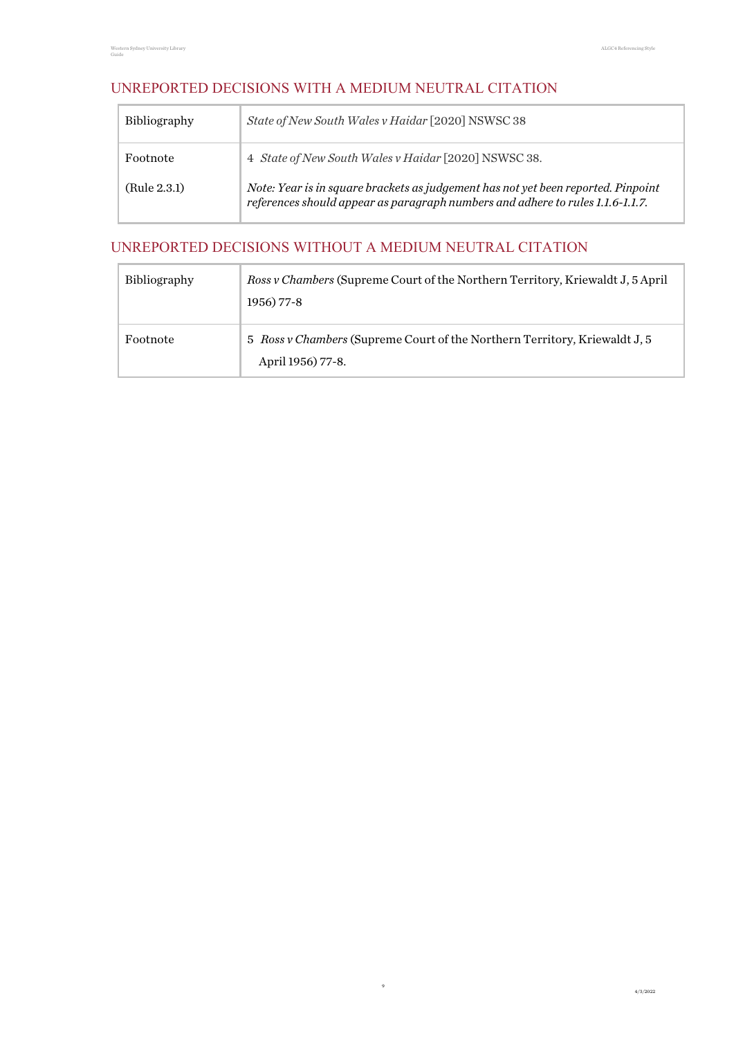## UNREPORTED DECISIONS WITH A MEDIUM NEUTRAL CITATION

| Bibliography | *State of New South Wales v Haidar* [2020] NSWSC 38 |
|---|---|
| Footnote<br><br>(Rule 2.3.1) | 4 *State of New South Wales v Haidar* [2020] NSWSC 38.<br><br>*Note: Year is in square brackets as judgement has not yet been reported. Pinpoint references should appear as paragraph numbers and adhere to rules 1.1.6-1.1.7.* |

## UNREPORTED DECISIONS WITHOUT A MEDIUM NEUTRAL CITATION

| Bibliography | *Ross v Chambers* (Supreme Court of the Northern Territory, Kriewaldt J, 5 April 1956) 77-8 |
|---|---|
| Footnote | 5 *Ross v Chambers* (Supreme Court of the Northern Territory, Kriewaldt J, 5 April 1956) 77-8. |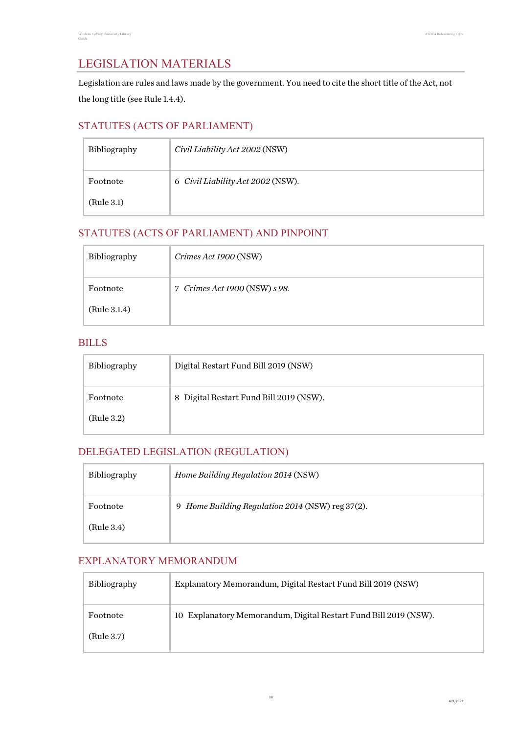# LEGISLATION MATERIALS

Legislation are rules and laws made by the government. You need to cite the short title of the Act, not the long title (see Rule 1.4.4).

## STATUTES (ACTS OF PARLIAMENT)

| | |
|---|---|
| Bibliography | *Civil Liability Act 2002* (NSW) |
| Footnote<br><br>(Rule 3.1) | 6 *Civil Liability Act 2002* (NSW). |

## STATUTES (ACTS OF PARLIAMENT) AND PINPOINT

| | |
|---|---|
| Bibliography | *Crimes Act 1900* (NSW) |
| Footnote<br><br>(Rule 3.1.4) | 7 *Crimes Act 1900* (NSW) *s 98.* |

## BILLS

| | |
|---|---|
| Bibliography | Digital Restart Fund Bill 2019 (NSW) |
| Footnote<br><br>(Rule 3.2) | 8 Digital Restart Fund Bill 2019 (NSW). |

## DELEGATED LEGISLATION (REGULATION)

| | |
|---|---|
| Bibliography | *Home Building Regulation 2014* (NSW) |
| Footnote<br><br>(Rule 3.4) | 9 *Home Building Regulation 2014* (NSW) reg 37(2). |

## EXPLANATORY MEMORANDUM

| | |
|---|---|
| Bibliography | Explanatory Memorandum, Digital Restart Fund Bill 2019 (NSW) |
| Footnote<br><br>(Rule 3.7) | 10 Explanatory Memorandum, Digital Restart Fund Bill 2019 (NSW). |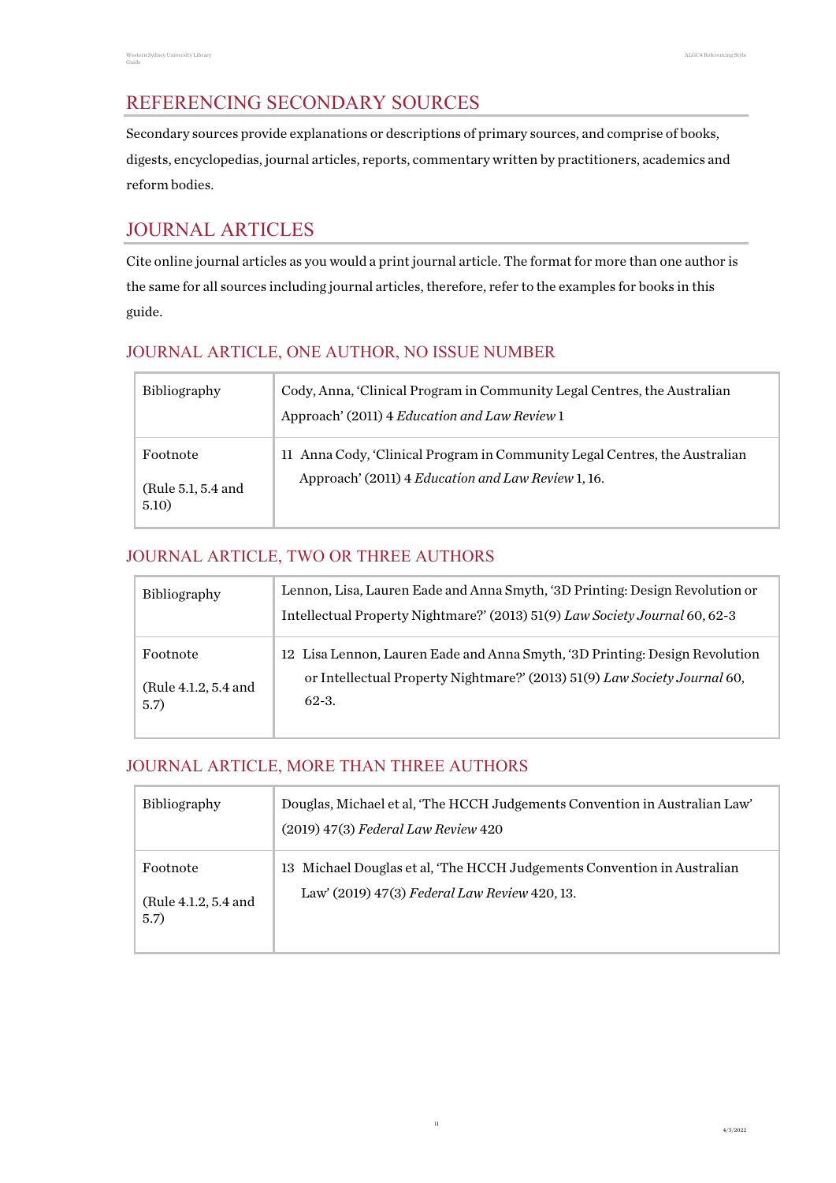## REFERENCING SECONDARY SOURCES

Secondary sources provide explanations or descriptions of primary sources, and comprise of books, digests, encyclopedias, journal articles, reports, commentary written by practitioners, academics and reform bodies.

## JOURNAL ARTICLES

Cite online journal articles as you would a print journal article. The format for more than one author is the same for all sources including journal articles, therefore, refer to the examples for books in this guide.

### JOURNAL ARTICLE, ONE AUTHOR, NO ISSUE NUMBER

| | |
|---|---|
| Bibliography | Cody, Anna, 'Clinical Program in Community Legal Centres, the Australian Approach' (2011) 4 *Education and Law Review* 1 |
| Footnote<br><br>(Rule 5.1, 5.4 and 5.10) | 11 Anna Cody, 'Clinical Program in Community Legal Centres, the Australian Approach' (2011) 4 *Education and Law Review* 1, 16. |

### JOURNAL ARTICLE, TWO OR THREE AUTHORS

| | |
|---|---|
| Bibliography | Lennon, Lisa, Lauren Eade and Anna Smyth, '3D Printing: Design Revolution or Intellectual Property Nightmare?' (2013) 51(9) *Law Society Journal* 60, 62-3 |
| Footnote<br><br>(Rule 4.1.2, 5.4 and 5.7) | 12 Lisa Lennon, Lauren Eade and Anna Smyth, '3D Printing: Design Revolution or Intellectual Property Nightmare?' (2013) 51(9) *Law Society Journal* 60, 62-3. |

### JOURNAL ARTICLE, MORE THAN THREE AUTHORS

| | |
|---|---|
| Bibliography | Douglas, Michael et al, 'The HCCH Judgements Convention in Australian Law' (2019) 47(3) *Federal Law Review* 420 |
| Footnote<br><br>(Rule 4.1.2, 5.4 and 5.7) | 13 Michael Douglas et al, 'The HCCH Judgements Convention in Australian Law' (2019) 47(3) *Federal Law Review* 420, 13. |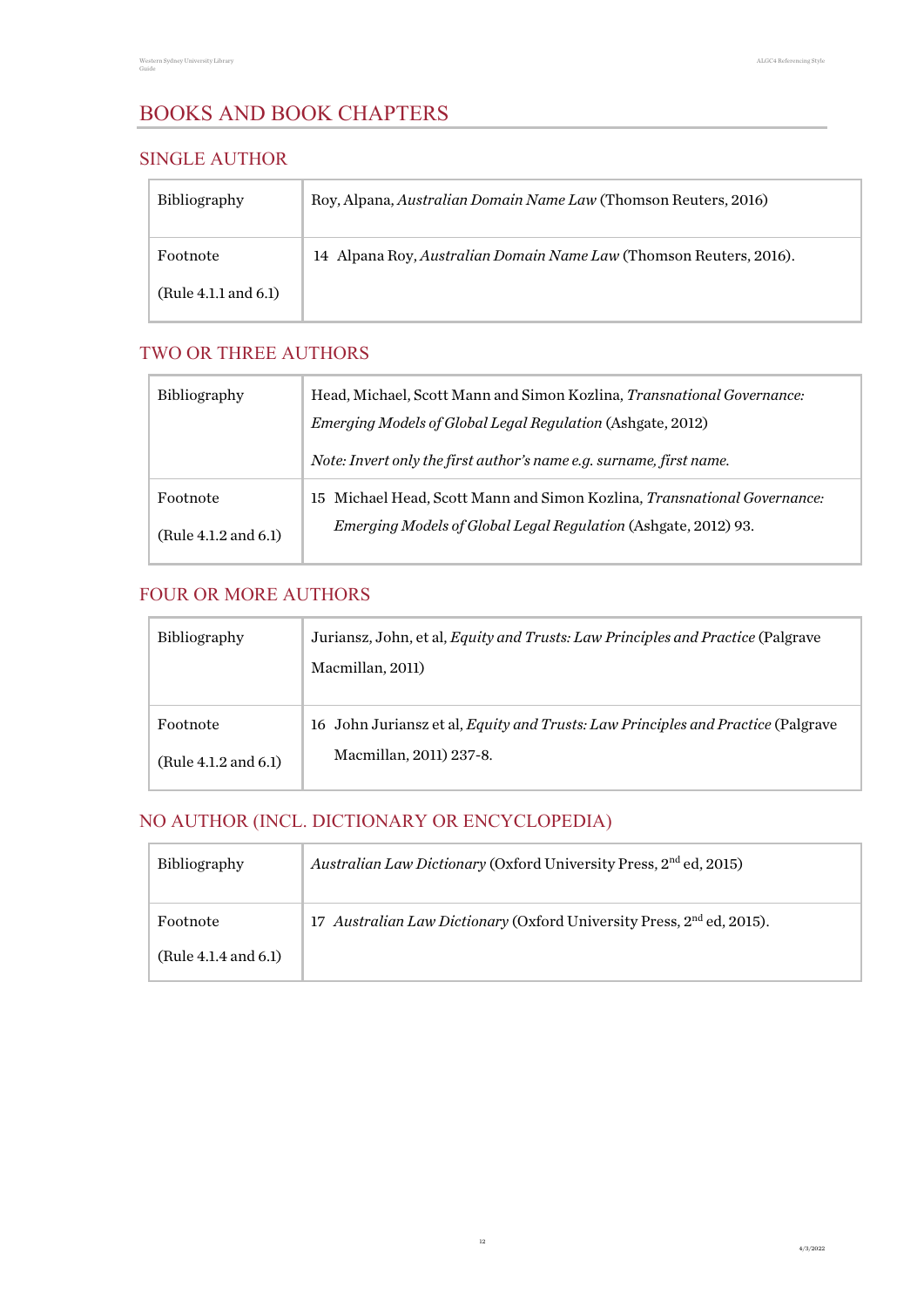# BOOKS AND BOOK CHAPTERS

## SINGLE AUTHOR

| | |
|---|---|
| Bibliography | Roy, Alpana, *Australian Domain Name Law* (Thomson Reuters, 2016) |
| Footnote<br>(Rule 4.1.1 and 6.1) | 14 Alpana Roy, *Australian Domain Name Law* (Thomson Reuters, 2016). |

## TWO OR THREE AUTHORS

| | |
|---|---|
| Bibliography | Head, Michael, Scott Mann and Simon Kozlina, *Transnational Governance: Emerging Models of Global Legal Regulation* (Ashgate, 2012)<br>*Note: Invert only the first author's name e.g. surname, first name.* |
| Footnote<br>(Rule 4.1.2 and 6.1) | 15 Michael Head, Scott Mann and Simon Kozlina, *Transnational Governance: Emerging Models of Global Legal Regulation* (Ashgate, 2012) 93. |

## FOUR OR MORE AUTHORS

| | |
|---|---|
| Bibliography | Juriansz, John, et al, *Equity and Trusts: Law Principles and Practice* (Palgrave Macmillan, 2011) |
| Footnote<br>(Rule 4.1.2 and 6.1) | 16 John Juriansz et al, *Equity and Trusts: Law Principles and Practice* (Palgrave Macmillan, 2011) 237-8. |

## NO AUTHOR (INCL. DICTIONARY OR ENCYCLOPEDIA)

| | |
|---|---|
| Bibliography | *Australian Law Dictionary* (Oxford University Press, 2nd ed, 2015) |
| Footnote<br>(Rule 4.1.4 and 6.1) | 17 *Australian Law Dictionary* (Oxford University Press, 2nd ed, 2015). |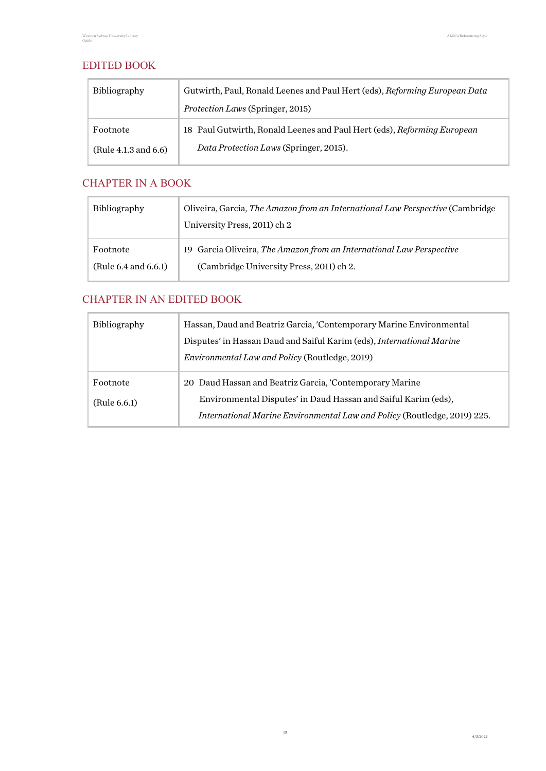## EDITED BOOK

| | |
|---|---|
| Bibliography | Gutwirth, Paul, Ronald Leenes and Paul Hert (eds), *Reforming European Data Protection Laws* (Springer, 2015) |
| Footnote (Rule 4.1.3 and 6.6) | 18 Paul Gutwirth, Ronald Leenes and Paul Hert (eds), *Reforming European Data Protection Laws* (Springer, 2015). |

## CHAPTER IN A BOOK

| | |
|---|---|
| Bibliography | Oliveira, Garcia, *The Amazon from an International Law Perspective* (Cambridge University Press, 2011) ch 2 |
| Footnote (Rule 6.4 and 6.6.1) | 19 Garcia Oliveira, *The Amazon from an International Law Perspective* (Cambridge University Press, 2011) ch 2. |

## CHAPTER IN AN EDITED BOOK

| | |
|---|---|
| Bibliography | Hassan, Daud and Beatriz Garcia, 'Contemporary Marine Environmental Disputes' in Hassan Daud and Saiful Karim (eds), *International Marine Environmental Law and Policy* (Routledge, 2019) |
| Footnote (Rule 6.6.1) | 20 Daud Hassan and Beatriz Garcia, 'Contemporary Marine Environmental Disputes' in Daud Hassan and Saiful Karim (eds), *International Marine Environmental Law and Policy* (Routledge, 2019) 225. |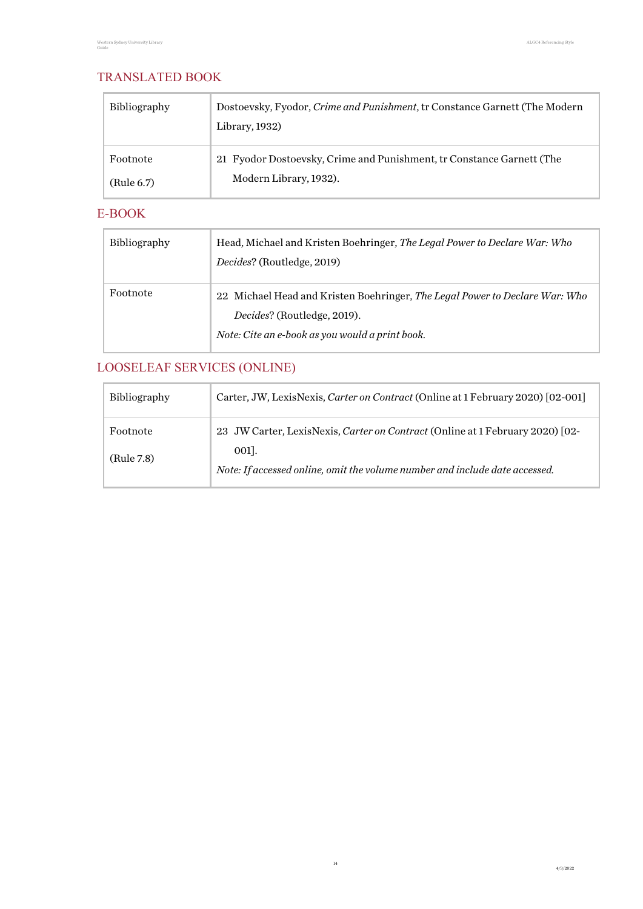## TRANSLATED BOOK

| | |
|---|---|
| Bibliography | Dostoevsky, Fyodor, *Crime and Punishment*, tr Constance Garnett (The Modern Library, 1932) |
| Footnote<br>(Rule 6.7) | 21 Fyodor Dostoevsky, Crime and Punishment, tr Constance Garnett (The Modern Library, 1932). |

## E-BOOK

| | |
|---|---|
| Bibliography | Head, Michael and Kristen Boehringer, *The Legal Power to Declare War: Who Decides*? (Routledge, 2019) |
| Footnote | 22 Michael Head and Kristen Boehringer, *The Legal Power to Declare War: Who Decides*? (Routledge, 2019).<br>*Note: Cite an e-book as you would a print book.* |

## LOOSELEAF SERVICES (ONLINE)

| | |
|---|---|
| Bibliography | Carter, JW, LexisNexis, *Carter on Contract* (Online at 1 February 2020) [02-001] |
| Footnote<br>(Rule 7.8) | 23 JW Carter, LexisNexis, *Carter on Contract* (Online at 1 February 2020) [02-001].<br>*Note: If accessed online, omit the volume number and include date accessed.* |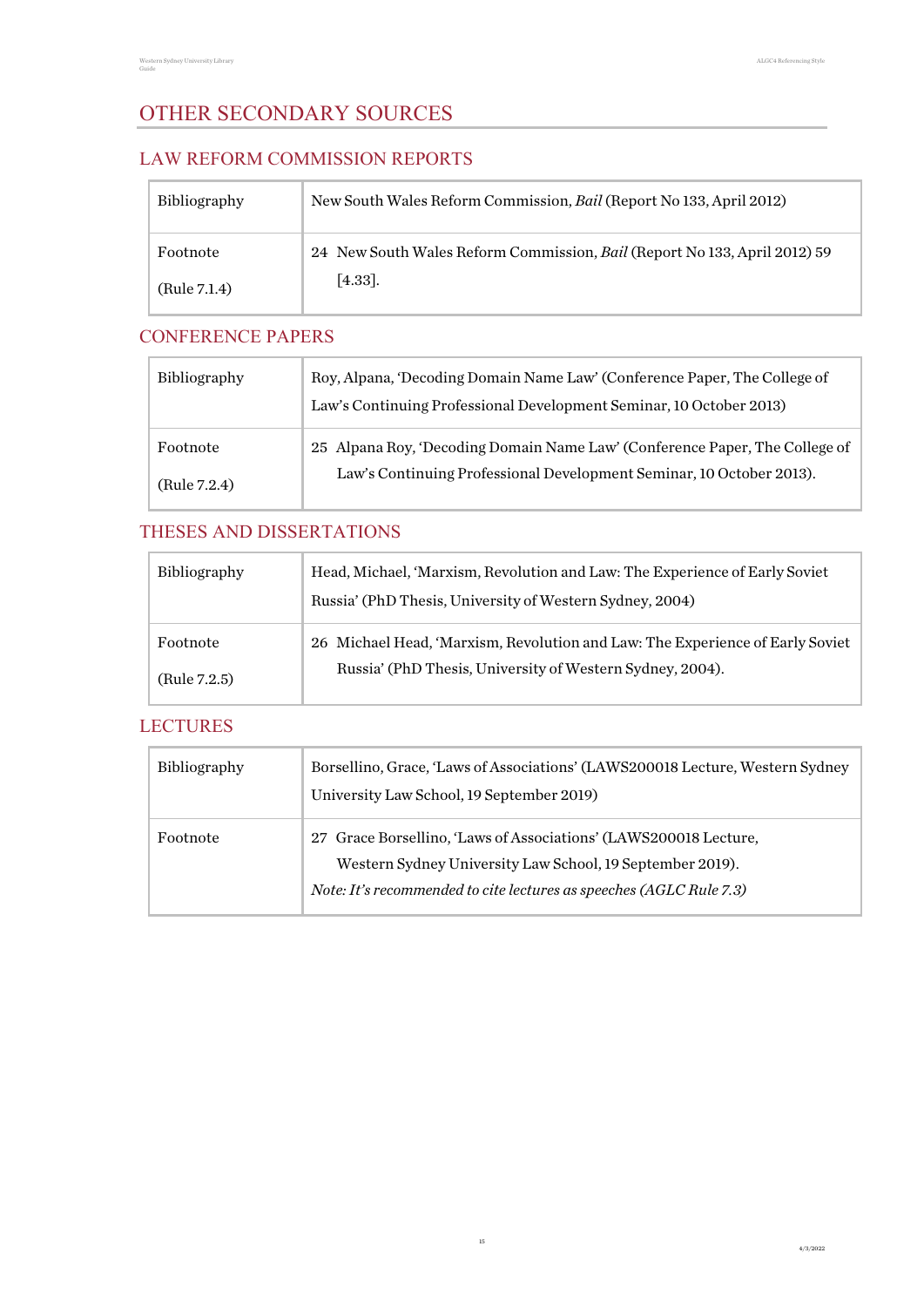# OTHER SECONDARY SOURCES

## LAW REFORM COMMISSION REPORTS

| | |
|---|---|
| Bibliography | New South Wales Reform Commission, *Bail* (Report No 133, April 2012) |
| Footnote<br><br>(Rule 7.1.4) | 24 New South Wales Reform Commission, *Bail* (Report No 133, April 2012) 59 [4.33]. |

## CONFERENCE PAPERS

| | |
|---|---|
| Bibliography | Roy, Alpana, 'Decoding Domain Name Law' (Conference Paper, The College of Law's Continuing Professional Development Seminar, 10 October 2013) |
| Footnote<br><br>(Rule 7.2.4) | 25 Alpana Roy, 'Decoding Domain Name Law' (Conference Paper, The College of Law's Continuing Professional Development Seminar, 10 October 2013). |

## THESES AND DISSERTATIONS

| | |
|---|---|
| Bibliography | Head, Michael, 'Marxism, Revolution and Law: The Experience of Early Soviet Russia' (PhD Thesis, University of Western Sydney, 2004) |
| Footnote<br><br>(Rule 7.2.5) | 26 Michael Head, 'Marxism, Revolution and Law: The Experience of Early Soviet Russia' (PhD Thesis, University of Western Sydney, 2004). |

## LECTURES

| | |
|---|---|
| Bibliography | Borsellino, Grace, 'Laws of Associations' (LAWS200018 Lecture, Western Sydney University Law School, 19 September 2019) |
| Footnote | 27 Grace Borsellino, 'Laws of Associations' (LAWS200018 Lecture, Western Sydney University Law School, 19 September 2019).<br>*Note: It's recommended to cite lectures as speeches (AGLC Rule 7.3)* |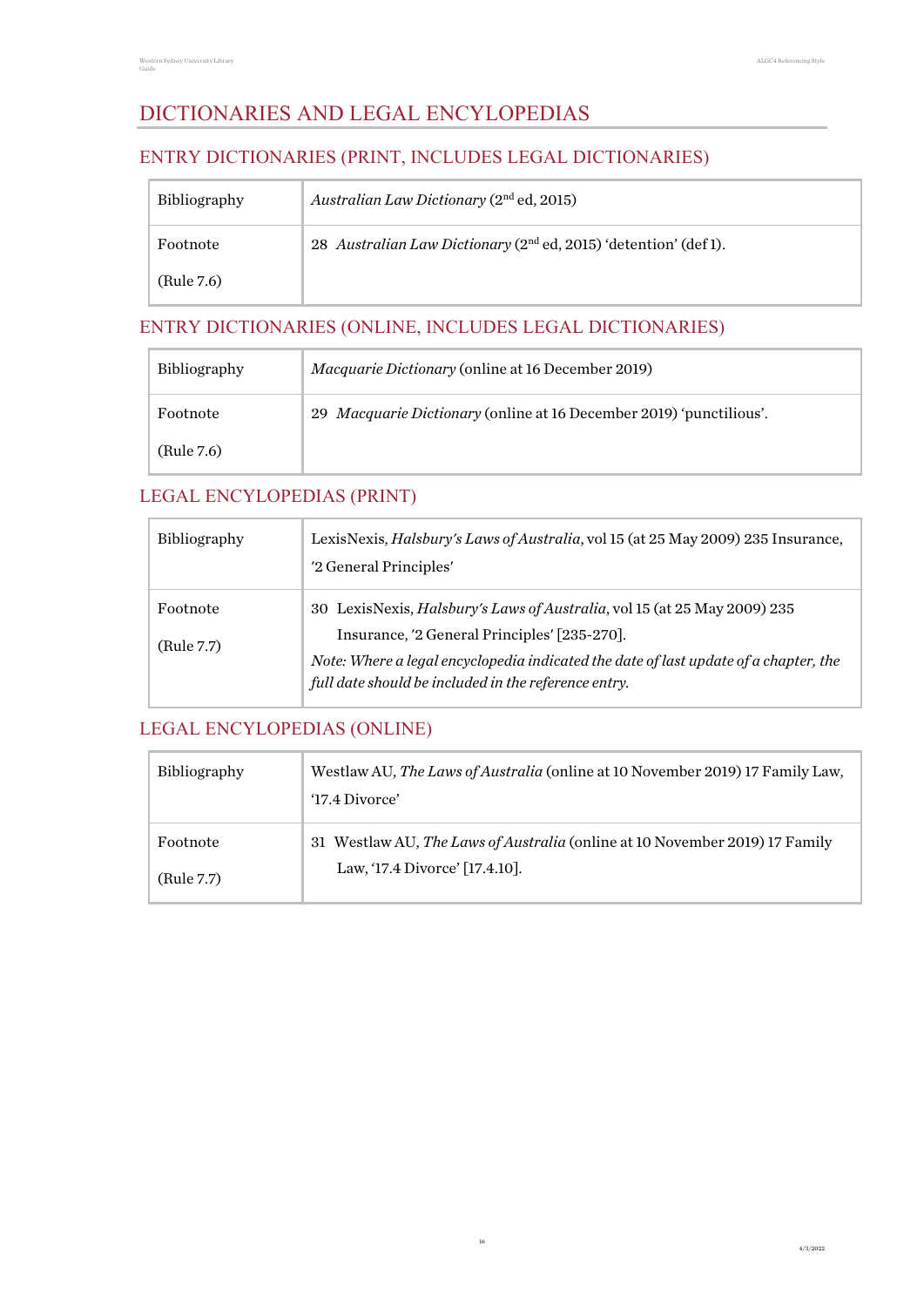# DICTIONARIES AND LEGAL ENCYCLOPEDIAS

## ENTRY DICTIONARIES (PRINT, INCLUDES LEGAL DICTIONARIES)

| Bibliography | *Australian Law Dictionary* (2nd ed, 2015) |
|---|---|
| Footnote<br><br>(Rule 7.6) | 28 *Australian Law Dictionary* (2nd ed, 2015) 'detention' (def 1). |

## ENTRY DICTIONARIES (ONLINE, INCLUDES LEGAL DICTIONARIES)

| Bibliography | *Macquarie Dictionary* (online at 16 December 2019) |
|---|---|
| Footnote<br><br>(Rule 7.6) | 29 *Macquarie Dictionary* (online at 16 December 2019) 'punctilious'. |

## LEGAL ENCYLOPEDIAS (PRINT)

| Bibliography | LexisNexis, *Halsbury's Laws of Australia*, vol 15 (at 25 May 2009) 235 Insurance, '2 General Principles' |
|---|---|
| Footnote<br><br>(Rule 7.7) | 30 LexisNexis, *Halsbury's Laws of Australia*, vol 15 (at 25 May 2009) 235 Insurance, '2 General Principles' [235-270].<br>*Note: Where a legal encyclopedia indicated the date of last update of a chapter, the full date should be included in the reference entry.* |

## LEGAL ENCYLOPEDIAS (ONLINE)

| Bibliography | Westlaw AU, *The Laws of Australia* (online at 10 November 2019) 17 Family Law, '17.4 Divorce' |
|---|---|
| Footnote<br><br>(Rule 7.7) | 31 Westlaw AU, *The Laws of Australia* (online at 10 November 2019) 17 Family Law, '17.4 Divorce' [17.4.10]. |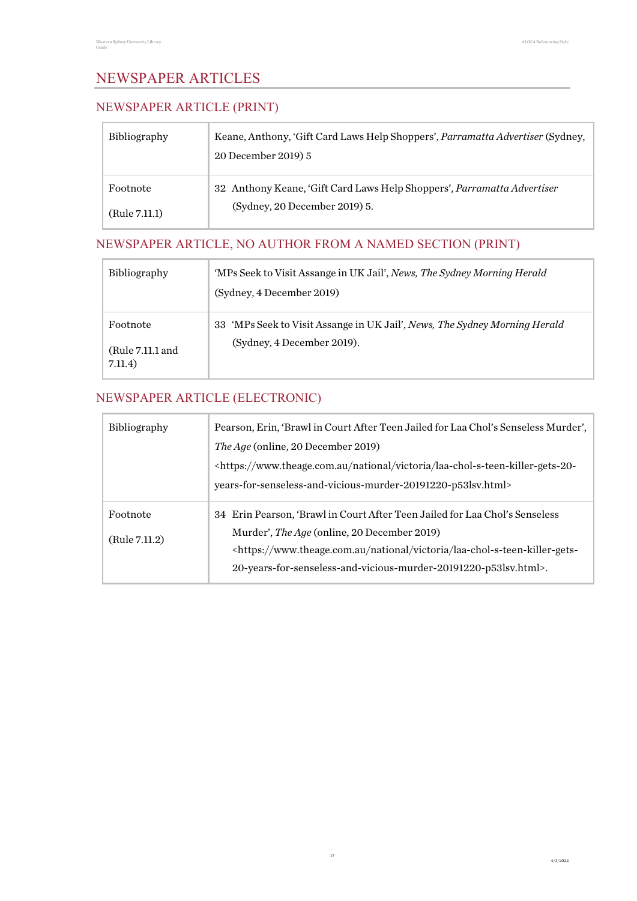# NEWSPAPER ARTICLES

## NEWSPAPER ARTICLE (PRINT)

| | |
|---|---|
| Bibliography | Keane, Anthony, 'Gift Card Laws Help Shoppers', *Parramatta Advertiser* (Sydney, 20 December 2019) 5 |
| Footnote (Rule 7.11.1) | 32 Anthony Keane, 'Gift Card Laws Help Shoppers', *Parramatta Advertiser* (Sydney, 20 December 2019) 5. |

## NEWSPAPER ARTICLE, NO AUTHOR FROM A NAMED SECTION (PRINT)

| | |
|---|---|
| Bibliography | 'MPs Seek to Visit Assange in UK Jail', *News, The Sydney Morning Herald* (Sydney, 4 December 2019) |
| Footnote (Rule 7.11.1 and 7.11.4) | 33 'MPs Seek to Visit Assange in UK Jail', *News, The Sydney Morning Herald* (Sydney, 4 December 2019). |

## NEWSPAPER ARTICLE (ELECTRONIC)

| | |
|---|---|
| Bibliography | Pearson, Erin, 'Brawl in Court After Teen Jailed for Laa Chol's Senseless Murder', *The Age* (online, 20 December 2019) <https://www.theage.com.au/national/victoria/laa-chol-s-teen-killer-gets-20-years-for-senseless-and-vicious-murder-20191220-p53lsv.html> |
| Footnote (Rule 7.11.2) | 34 Erin Pearson, 'Brawl in Court After Teen Jailed for Laa Chol's Senseless Murder', *The Age* (online, 20 December 2019) <https://www.theage.com.au/national/victoria/laa-chol-s-teen-killer-gets-20-years-for-senseless-and-vicious-murder-20191220-p53lsv.html>. |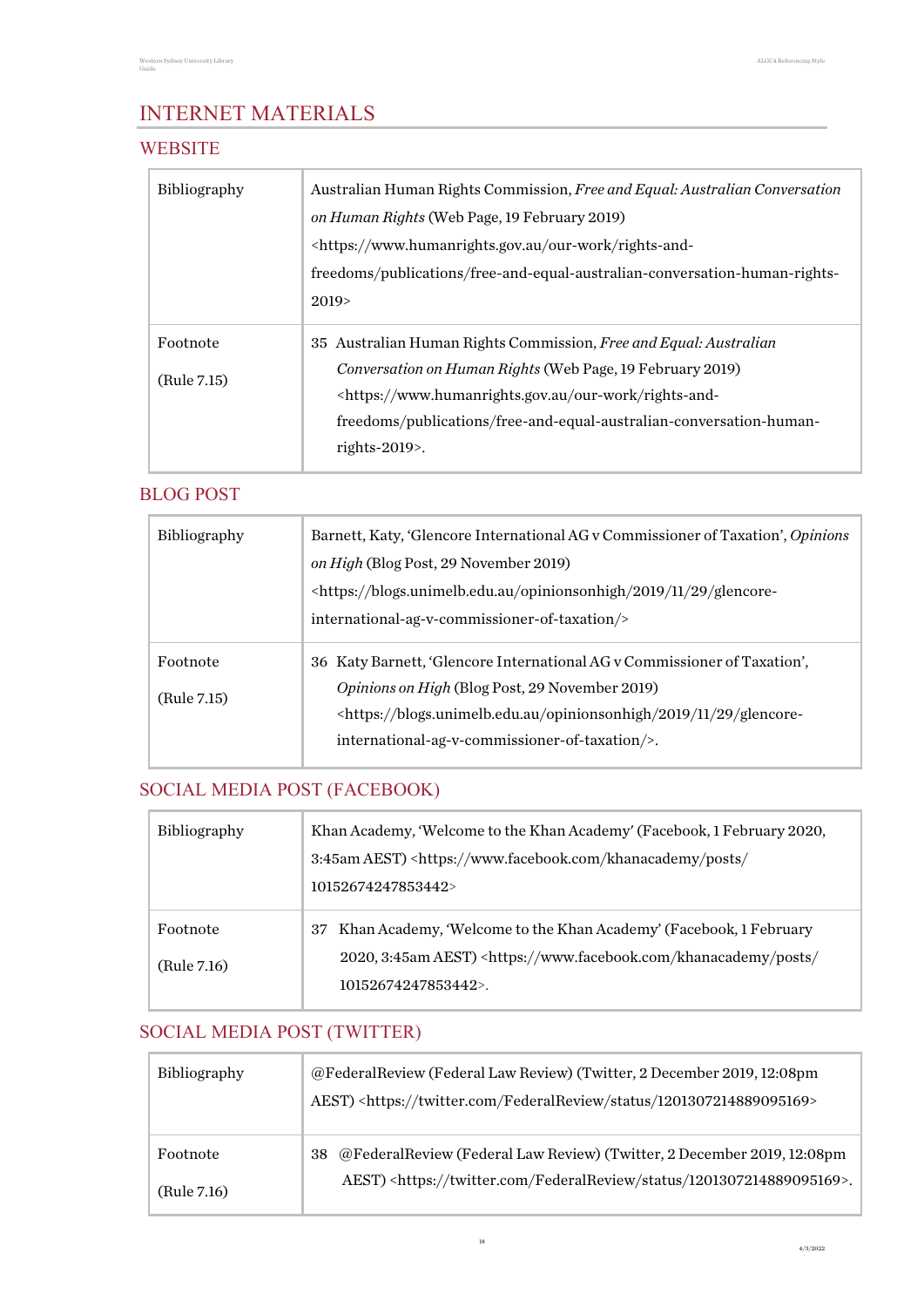# INTERNET MATERIALS

## WEBSITE

| | |
|---|---|
| Bibliography | Australian Human Rights Commission, *Free and Equal: Australian Conversation on Human Rights* (Web Page, 19 February 2019) <https://www.humanrights.gov.au/our-work/rights-and-freedoms/publications/free-and-equal-australian-conversation-human-rights-2019> |
| Footnote (Rule 7.15) | 35 Australian Human Rights Commission, *Free and Equal: Australian Conversation on Human Rights* (Web Page, 19 February 2019) <https://www.humanrights.gov.au/our-work/rights-and-freedoms/publications/free-and-equal-australian-conversation-human-rights-2019>. |

## BLOG POST

| | |
|---|---|
| Bibliography | Barnett, Katy, 'Glencore International AG v Commissioner of Taxation', *Opinions on High* (Blog Post, 29 November 2019) <https://blogs.unimelb.edu.au/opinionsonhigh/2019/11/29/glencore-international-ag-v-commissioner-of-taxation/> |
| Footnote (Rule 7.15) | 36 Katy Barnett, 'Glencore International AG v Commissioner of Taxation', *Opinions on High* (Blog Post, 29 November 2019) <https://blogs.unimelb.edu.au/opinionsonhigh/2019/11/29/glencore-international-ag-v-commissioner-of-taxation/>. |

## SOCIAL MEDIA POST (FACEBOOK)

| | |
|---|---|
| Bibliography | Khan Academy, 'Welcome to the Khan Academy' (Facebook, 1 February 2020, 3:45am AEST) <https://www.facebook.com/khanacademy/posts/10152674247853442> |
| Footnote (Rule 7.16) | 37 Khan Academy, 'Welcome to the Khan Academy' (Facebook, 1 February 2020, 3:45am AEST) <https://www.facebook.com/khanacademy/posts/10152674247853442>. |

## SOCIAL MEDIA POST (TWITTER)

| | |
|---|---|
| Bibliography | @FederalReview (Federal Law Review) (Twitter, 2 December 2019, 12:08pm AEST) <https://twitter.com/FederalReview/status/1201307214889095169> |
| Footnote (Rule 7.16) | 38 @FederalReview (Federal Law Review) (Twitter, 2 December 2019, 12:08pm AEST) <https://twitter.com/FederalReview/status/1201307214889095169>. |